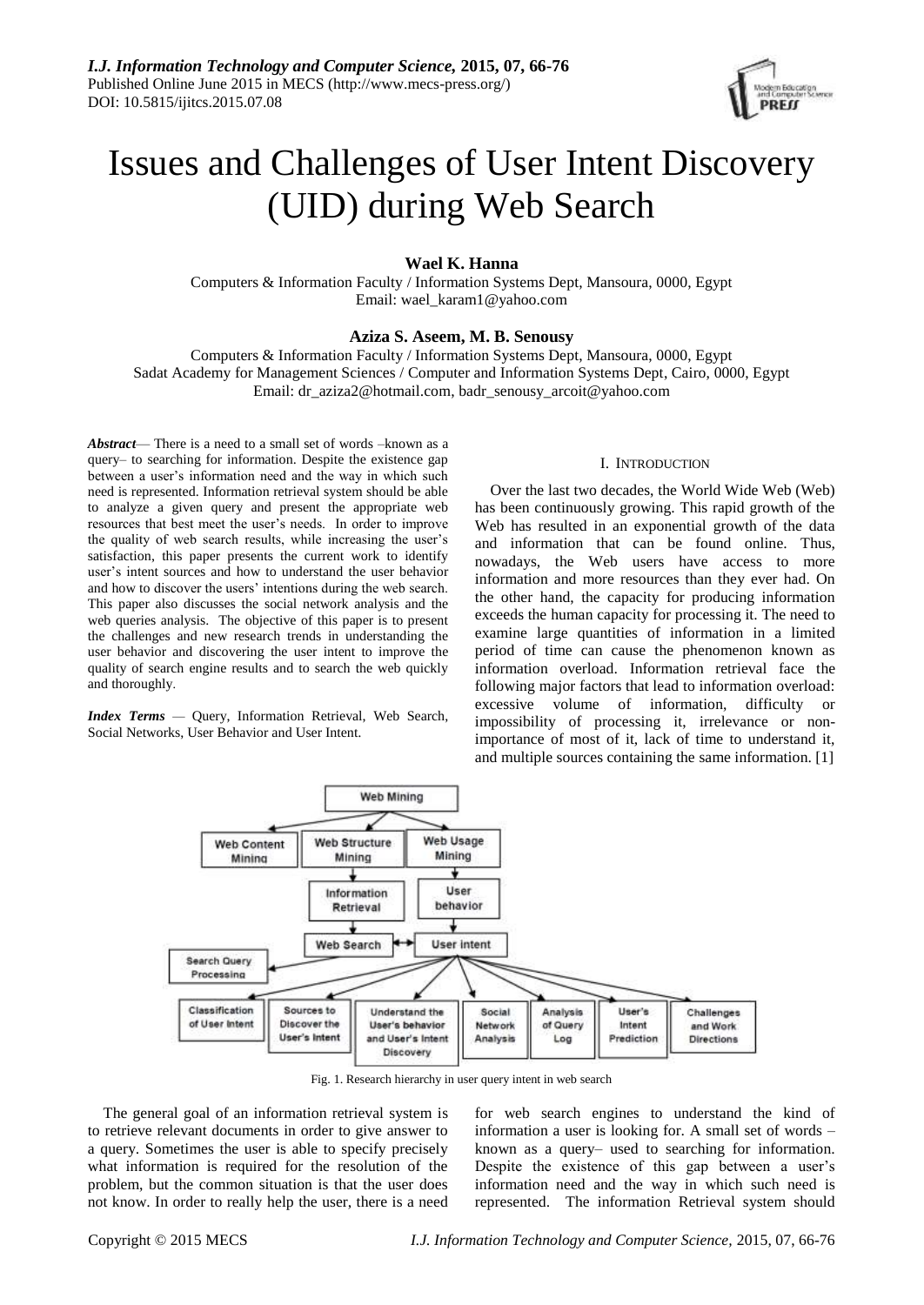# Issues and Challenges of User Intent Discovery (UID) during Web Search

**Wael K. Hanna**

Computers & Information Faculty / Information Systems Dept, Mansoura, 0000, Egypt
Email: wael_karam1@yahoo.com

**Aziza S. Aseem, M. B. Senousy**

Computers & Information Faculty / Information Systems Dept, Mansoura, 0000, Egypt
Sadat Academy for Management Sciences / Computer and Information Systems Dept, Cairo, 0000, Egypt
Email: dr_aziza2@hotmail.com, badr_senousy_arcoit@yahoo.com

***Abstract*** — There is a need to a small set of words –known as a query– to searching for information. Despite the existence gap between a user's information need and the way in which such need is represented. Information retrieval system should be able to analyze a given query and present the appropriate web resources that best meet the user's needs. In order to improve the quality of web search results, while increasing the user's satisfaction, this paper presents the current work to identify user's intent sources and how to understand the user behavior and how to discover the users' intentions during the web search. This paper also discusses the social network analysis and the web queries analysis. The objective of this paper is to present the challenges and new research trends in understanding the user behavior and discovering the user intent to improve the quality of search engine results and to search the web quickly and thoroughly.

***Index Terms*** — Query, Information Retrieval, Web Search, Social Networks, User Behavior and User Intent.

## I. Introduction

Over the last two decades, the World Wide Web (Web) has been continuously growing. This rapid growth of the Web has resulted in an exponential growth of the data and information that can be found online. Thus, nowadays, the Web users have access to more information and more resources than they ever had. On the other hand, the capacity for producing information exceeds the human capacity for processing it. The need to examine large quantities of information in a limited period of time can cause the phenomenon known as information overload. Information retrieval face the following major factors that lead to information overload: excessive volume of information, difficulty or impossibility of processing it, irrelevance or non-importance of most of it, lack of time to understand it, and multiple sources containing the same information. [1]

Fig. 1. Research hierarchy in user query intent in web search

The general goal of an information retrieval system is to retrieve relevant documents in order to give answer to a query. Sometimes the user is able to specify precisely what information is required for the resolution of the problem, but the common situation is that the user does not know. In order to really help the user, there is a need for web search engines to understand the kind of information a user is looking for. A small set of words – known as a query– used to searching for information. Despite the existence of this gap between a user's information need and the way in which such need is represented. The information Retrieval system should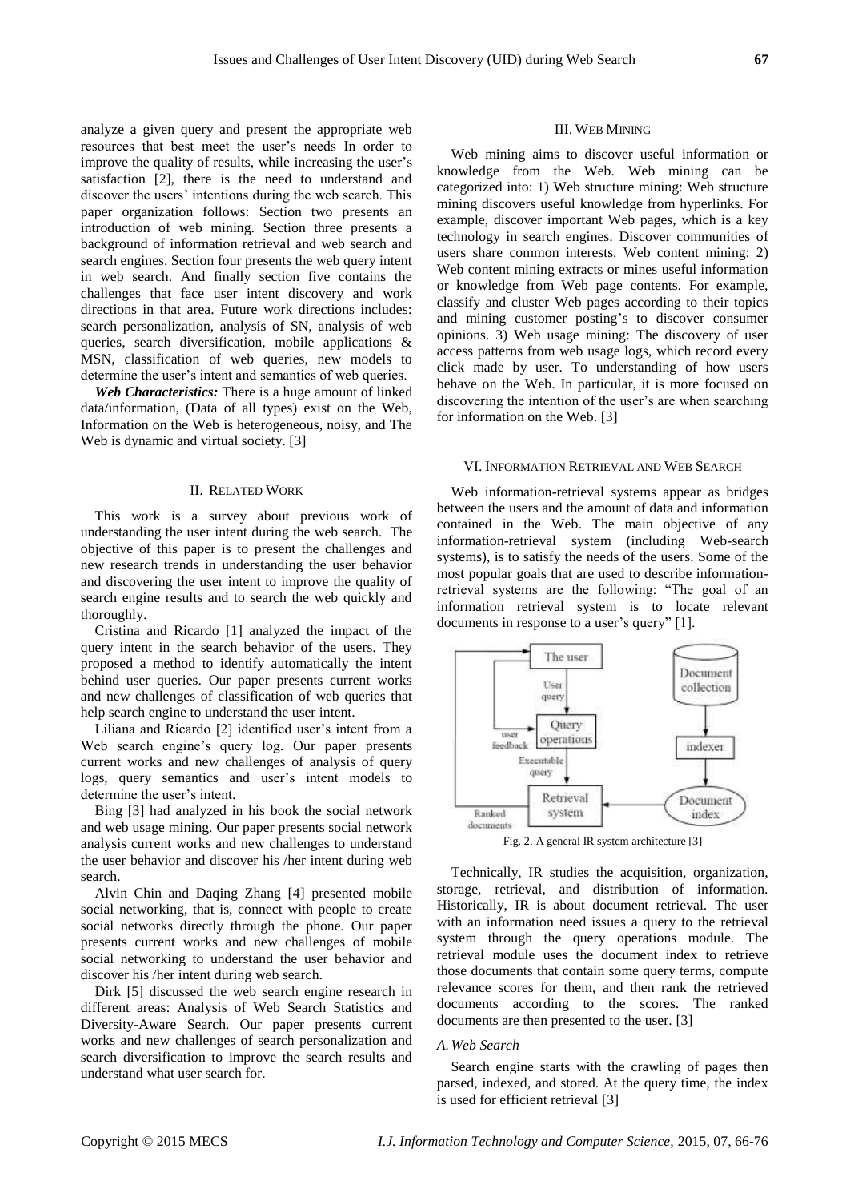analyze a given query and present the appropriate web resources that best meet the user's needs In order to improve the quality of results, while increasing the user's satisfaction [2], there is the need to understand and discover the users' intentions during the web search. This paper organization follows: Section two presents an introduction of web mining. Section three presents a background of information retrieval and web search and search engines. Section four presents the web query intent in web search. And finally section five contains the challenges that face user intent discovery and work directions in that area. Future work directions includes: search personalization, analysis of SN, analysis of web queries, search diversification, mobile applications & MSN, classification of web queries, new models to determine the user's intent and semantics of web queries.

***Web Characteristics:*** There is a huge amount of linked data/information, (Data of all types) exist on the Web, Information on the Web is heterogeneous, noisy, and The Web is dynamic and virtual society. [3]

## II. Related Work

This work is a survey about previous work of understanding the user intent during the web search. The objective of this paper is to present the challenges and new research trends in understanding the user behavior and discovering the user intent to improve the quality of search engine results and to search the web quickly and thoroughly.

Cristina and Ricardo [1] analyzed the impact of the query intent in the search behavior of the users. They proposed a method to identify automatically the intent behind user queries. Our paper presents current works and new challenges of classification of web queries that help search engine to understand the user intent.

Liliana and Ricardo [2] identified user's intent from a Web search engine's query log. Our paper presents current works and new challenges of analysis of query logs, query semantics and user's intent models to determine the user's intent.

Bing [3] had analyzed in his book the social network and web usage mining. Our paper presents social network analysis current works and new challenges to understand the user behavior and discover his /her intent during web search.

Alvin Chin and Daqing Zhang [4] presented mobile social networking, that is, connect with people to create social networks directly through the phone. Our paper presents current works and new challenges of mobile social networking to understand the user behavior and discover his /her intent during web search.

Dirk [5] discussed the web search engine research in different areas: Analysis of Web Search Statistics and Diversity-Aware Search. Our paper presents current works and new challenges of search personalization and search diversification to improve the search results and understand what user search for.

## III. Web Mining

Web mining aims to discover useful information or knowledge from the Web. Web mining can be categorized into: 1) Web structure mining: Web structure mining discovers useful knowledge from hyperlinks. For example, discover important Web pages, which is a key technology in search engines. Discover communities of users share common interests. Web content mining: 2) Web content mining extracts or mines useful information or knowledge from Web page contents. For example, classify and cluster Web pages according to their topics and mining customer posting's to discover consumer opinions. 3) Web usage mining: The discovery of user access patterns from web usage logs, which record every click made by user. To understanding of how users behave on the Web. In particular, it is more focused on discovering the intention of the user's are when searching for information on the Web. [3]

## VI. Information Retrieval and Web Search

Web information-retrieval systems appear as bridges between the users and the amount of data and information contained in the Web. The main objective of any information-retrieval system (including Web-search systems), is to satisfy the needs of the users. Some of the most popular goals that are used to describe information-retrieval systems are the following: "The goal of an information retrieval system is to locate relevant documents in response to a user's query" [1].

Fig. 2. A general IR system architecture [3]

Technically, IR studies the acquisition, organization, storage, retrieval, and distribution of information. Historically, IR is about document retrieval. The user with an information need issues a query to the retrieval system through the query operations module. The retrieval module uses the document index to retrieve those documents that contain some query terms, compute relevance scores for them, and then rank the retrieved documents according to the scores. The ranked documents are then presented to the user. [3]

### *A. Web Search*

Search engine starts with the crawling of pages then parsed, indexed, and stored. At the query time, the index is used for efficient retrieval [3]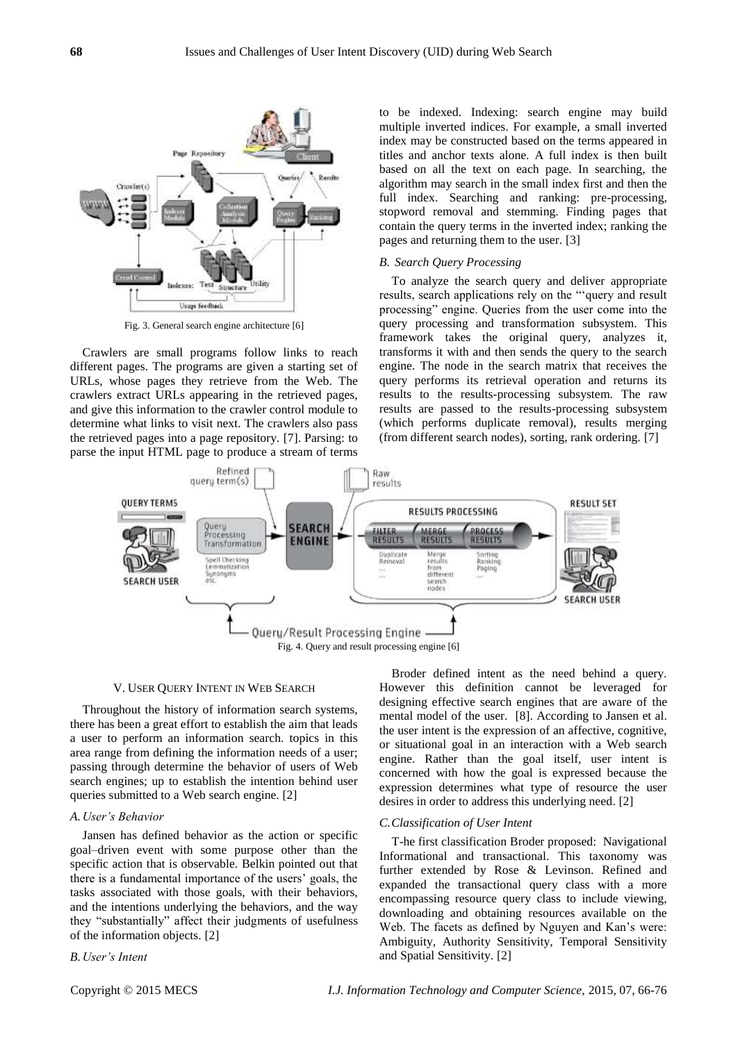Fig. 3. General search engine architecture [6]

Crawlers are small programs follow links to reach different pages. The programs are given a starting set of URLs, whose pages they retrieve from the Web. The crawlers extract URLs appearing in the retrieved pages, and give this information to the crawler control module to determine what links to visit next. The crawlers also pass the retrieved pages into a page repository. [7]. Parsing: to parse the input HTML page to produce a stream of terms to be indexed. Indexing: search engine may build multiple inverted indices. For example, a small inverted index may be constructed based on the terms appeared in titles and anchor texts alone. A full index is then built based on all the text on each page. In searching, the algorithm may search in the small index first and then the full index. Searching and ranking: pre-processing, stopword removal and stemming. Finding pages that contain the query terms in the inverted index; ranking the pages and returning them to the user. [3]

### *B. Search Query Processing*

To analyze the search query and deliver appropriate results, search applications rely on the "'query and result processing" engine. Queries from the user come into the query processing and transformation subsystem. This framework takes the original query, analyzes it, transforms it with and then sends the query to the search engine. The node in the search matrix that receives the query performs its retrieval operation and returns its results to the results-processing subsystem. The raw results are passed to the results-processing subsystem (which performs duplicate removal), results merging (from different search nodes), sorting, rank ordering. [7]

Fig. 4. Query and result processing engine [6]

## V. User Query Intent in Web Search

Throughout the history of information search systems, there has been a great effort to establish the aim that leads a user to perform an information search. topics in this area range from defining the information needs of a user; passing through determine the behavior of users of Web search engines; up to establish the intention behind user queries submitted to a Web search engine. [2]

### *A. User's Behavior*

Jansen has defined behavior as the action or specific goal–driven event with some purpose other than the specific action that is observable. Belkin pointed out that there is a fundamental importance of the users' goals, the tasks associated with those goals, with their behaviors, and the intentions underlying the behaviors, and the way they "substantially" affect their judgments of usefulness of the information objects. [2]

### *B. User's Intent*

Broder defined intent as the need behind a query. However this definition cannot be leveraged for designing effective search engines that are aware of the mental model of the user. [8]. According to Jansen et al. the user intent is the expression of an affective, cognitive, or situational goal in an interaction with a Web search engine. Rather than the goal itself, user intent is concerned with how the goal is expressed because the expression determines what type of resource the user desires in order to address this underlying need. [2]

### *C. Classification of User Intent*

T-he first classification Broder proposed: Navigational Informational and transactional. This taxonomy was further extended by Rose & Levinson. Refined and expanded the transactional query class with a more encompassing resource query class to include viewing, downloading and obtaining resources available on the Web. The facets as defined by Nguyen and Kan's were: Ambiguity, Authority Sensitivity, Temporal Sensitivity and Spatial Sensitivity. [2]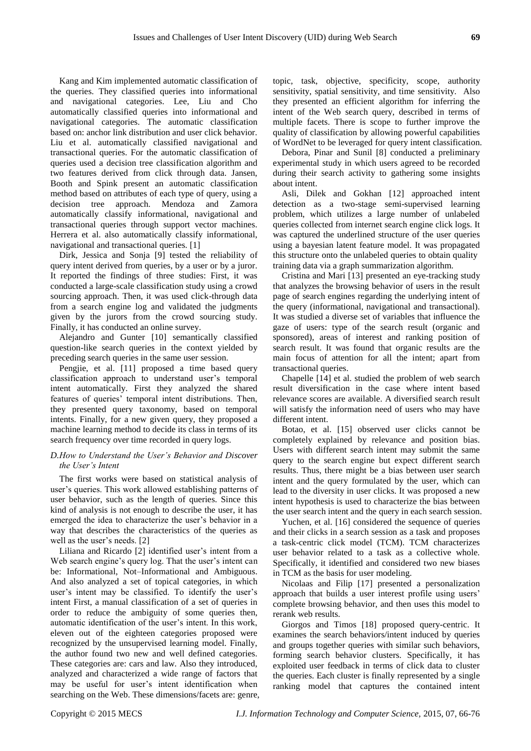Kang and Kim implemented automatic classification of the queries. They classified queries into informational and navigational categories. Lee, Liu and Cho automatically classified queries into informational and navigational categories. The automatic classification based on: anchor link distribution and user click behavior. Liu et al. automatically classified navigational and transactional queries. For the automatic classification of queries used a decision tree classification algorithm and two features derived from click through data. Jansen, Booth and Spink present an automatic classification method based on attributes of each type of query, using a decision tree approach. Mendoza and Zamora automatically classify informational, navigational and transactional queries through support vector machines. Herrera et al. also automatically classify informational, navigational and transactional queries. [1]

Dirk, Jessica and Sonja [9] tested the reliability of query intent derived from queries, by a user or by a juror. It reported the findings of three studies: First, it was conducted a large-scale classification study using a crowd sourcing approach. Then, it was used click-through data from a search engine log and validated the judgments given by the jurors from the crowd sourcing study. Finally, it has conducted an online survey.

Alejandro and Gunter [10] semantically classified question-like search queries in the context yielded by preceding search queries in the same user session.

Pengjie, et al. [11] proposed a time based query classification approach to understand user's temporal intent automatically. First they analyzed the shared features of queries' temporal intent distributions. Then, they presented query taxonomy, based on temporal intents. Finally, for a new given query, they proposed a machine learning method to decide its class in terms of its search frequency over time recorded in query logs.

### *D.How to Understand the User's Behavior and Discover the User's Intent*

The first works were based on statistical analysis of user's queries. This work allowed establishing patterns of user behavior, such as the length of queries. Since this kind of analysis is not enough to describe the user, it has emerged the idea to characterize the user's behavior in a way that describes the characteristics of the queries as well as the user's needs. [2]

Liliana and Ricardo [2] identified user's intent from a Web search engine's query log. That the user's intent can be: Informational, Not–Informational and Ambiguous. And also analyzed a set of topical categories, in which user's intent may be classified. To identify the user's intent First, a manual classification of a set of queries in order to reduce the ambiguity of some queries then, automatic identification of the user's intent. In this work, eleven out of the eighteen categories proposed were recognized by the unsupervised learning model. Finally, the author found two new and well defined categories. These categories are: cars and law. Also they introduced, analyzed and characterized a wide range of factors that may be useful for user's intent identification when searching on the Web. These dimensions/facets are: genre, topic, task, objective, specificity, scope, authority sensitivity, spatial sensitivity, and time sensitivity. Also they presented an efficient algorithm for inferring the intent of the Web search query, described in terms of multiple facets. There is scope to further improve the quality of classification by allowing powerful capabilities of WordNet to be leveraged for query intent classification.

Debora, Pinar and Sunil [8] conducted a preliminary experimental study in which users agreed to be recorded during their search activity to gathering some insights about intent.

Asli, Dilek and Gokhan [12] approached intent detection as a two-stage semi-supervised learning problem, which utilizes a large number of unlabeled queries collected from internet search engine click logs. It was captured the underlined structure of the user queries using a bayesian latent feature model. It was propagated this structure onto the unlabeled queries to obtain quality training data via a graph summarization algorithm.

Cristina and Mari [13] presented an eye-tracking study that analyzes the browsing behavior of users in the result page of search engines regarding the underlying intent of the query (informational, navigational and transactional). It was studied a diverse set of variables that influence the gaze of users: type of the search result (organic and sponsored), areas of interest and ranking position of search result. It was found that organic results are the main focus of attention for all the intent; apart from transactional queries.

Chapelle [14] et al. studied the problem of web search result diversification in the case where intent based relevance scores are available. A diversified search result will satisfy the information need of users who may have different intent.

Botao, et al. [15] observed user clicks cannot be completely explained by relevance and position bias. Users with different search intent may submit the same query to the search engine but expect different search results. Thus, there might be a bias between user search intent and the query formulated by the user, which can lead to the diversity in user clicks. It was proposed a new intent hypothesis is used to characterize the bias between the user search intent and the query in each search session.

Yuchen, et al. [16] considered the sequence of queries and their clicks in a search session as a task and proposes a task-centric click model (TCM). TCM characterizes user behavior related to a task as a collective whole. Specifically, it identified and considered two new biases in TCM as the basis for user modeling.

Nicolaas and Filip [17] presented a personalization approach that builds a user interest profile using users' complete browsing behavior, and then uses this model to rerank web results.

Giorgos and Timos [18] proposed query-centric. It examines the search behaviors/intent induced by queries and groups together queries with similar such behaviors, forming search behavior clusters. Specifically, it has exploited user feedback in terms of click data to cluster the queries. Each cluster is finally represented by a single ranking model that captures the contained intent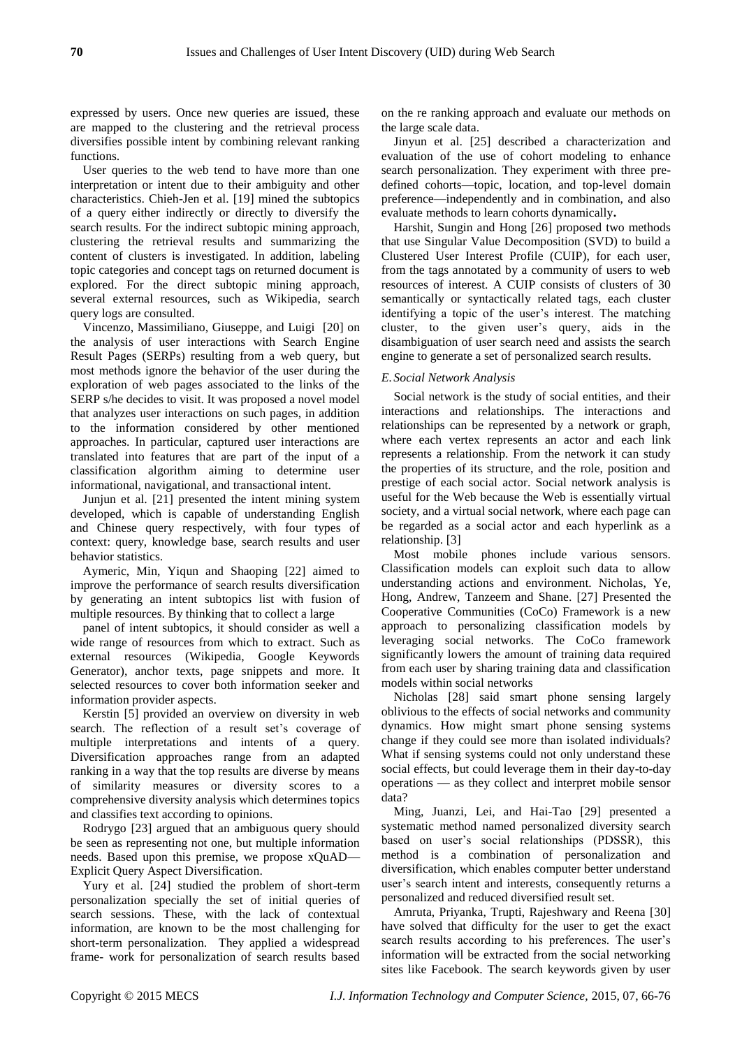expressed by users. Once new queries are issued, these are mapped to the clustering and the retrieval process diversifies possible intent by combining relevant ranking functions.

User queries to the web tend to have more than one interpretation or intent due to their ambiguity and other characteristics. Chieh-Jen et al. [19] mined the subtopics of a query either indirectly or directly to diversify the search results. For the indirect subtopic mining approach, clustering the retrieval results and summarizing the content of clusters is investigated. In addition, labeling topic categories and concept tags on returned document is explored. For the direct subtopic mining approach, several external resources, such as Wikipedia, search query logs are consulted.

Vincenzo, Massimiliano, Giuseppe, and Luigi [20] on the analysis of user interactions with Search Engine Result Pages (SERPs) resulting from a web query, but most methods ignore the behavior of the user during the exploration of web pages associated to the links of the SERP s/he decides to visit. It was proposed a novel model that analyzes user interactions on such pages, in addition to the information considered by other mentioned approaches. In particular, captured user interactions are translated into features that are part of the input of a classification algorithm aiming to determine user informational, navigational, and transactional intent.

Junjun et al. [21] presented the intent mining system developed, which is capable of understanding English and Chinese query respectively, with four types of context: query, knowledge base, search results and user behavior statistics.

Aymeric, Min, Yiqun and Shaoping [22] aimed to improve the performance of search results diversification by generating an intent subtopics list with fusion of multiple resources. By thinking that to collect a large panel of intent subtopics, it should consider as well a wide range of resources from which to extract. Such as external resources (Wikipedia, Google Keywords Generator), anchor texts, page snippets and more. It selected resources to cover both information seeker and information provider aspects.

Kerstin [5] provided an overview on diversity in web search. The reflection of a result set's coverage of multiple interpretations and intents of a query. Diversification approaches range from an adapted ranking in a way that the top results are diverse by means of similarity measures or diversity scores to a comprehensive diversity analysis which determines topics and classifies text according to opinions.

Rodrygo [23] argued that an ambiguous query should be seen as representing not one, but multiple information needs. Based upon this premise, we propose xQuAD—Explicit Query Aspect Diversification.

Yury et al. [24] studied the problem of short-term personalization specially the set of initial queries of search sessions. These, with the lack of contextual information, are known to be the most challenging for short-term personalization. They applied a widespread frame- work for personalization of search results based on the re ranking approach and evaluate our methods on the large scale data.

Jinyun et al. [25] described a characterization and evaluation of the use of cohort modeling to enhance search personalization. They experiment with three pre-defined cohorts—topic, location, and top-level domain preference—independently and in combination, and also evaluate methods to learn cohorts dynamically**.**

Harshit, Sungin and Hong [26] proposed two methods that use Singular Value Decomposition (SVD) to build a Clustered User Interest Profile (CUIP), for each user, from the tags annotated by a community of users to web resources of interest. A CUIP consists of clusters of 30 semantically or syntactically related tags, each cluster identifying a topic of the user's interest. The matching cluster, to the given user's query, aids in the disambiguation of user search need and assists the search engine to generate a set of personalized search results.

### *E. Social Network Analysis*

Social network is the study of social entities, and their interactions and relationships. The interactions and relationships can be represented by a network or graph, where each vertex represents an actor and each link represents a relationship. From the network it can study the properties of its structure, and the role, position and prestige of each social actor. Social network analysis is useful for the Web because the Web is essentially virtual society, and a virtual social network, where each page can be regarded as a social actor and each hyperlink as a relationship. [3]

Most mobile phones include various sensors. Classification models can exploit such data to allow understanding actions and environment. Nicholas, Ye, Hong, Andrew, Tanzeem and Shane. [27] Presented the Cooperative Communities (CoCo) Framework is a new approach to personalizing classification models by leveraging social networks. The CoCo framework significantly lowers the amount of training data required from each user by sharing training data and classification models within social networks

Nicholas [28] said smart phone sensing largely oblivious to the effects of social networks and community dynamics. How might smart phone sensing systems change if they could see more than isolated individuals? What if sensing systems could not only understand these social effects, but could leverage them in their day-to-day operations — as they collect and interpret mobile sensor data?

Ming, Juanzi, Lei, and Hai-Tao [29] presented a systematic method named personalized diversity search based on user's social relationships (PDSSR), this method is a combination of personalization and diversification, which enables computer better understand user's search intent and interests, consequently returns a personalized and reduced diversified result set.

Amruta, Priyanka, Trupti, Rajeshwary and Reena [30] have solved that difficulty for the user to get the exact search results according to his preferences. The user's information will be extracted from the social networking sites like Facebook. The search keywords given by user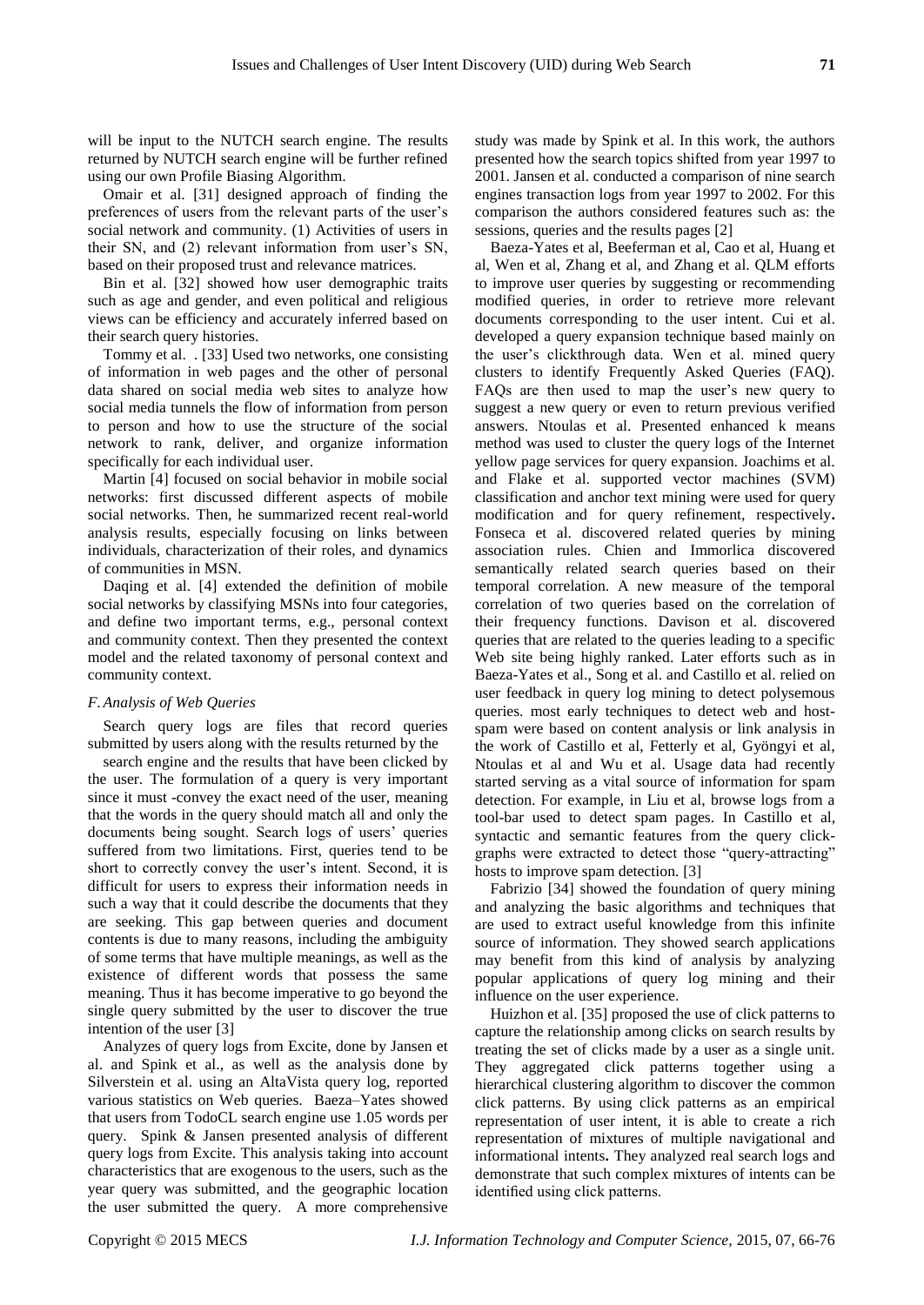will be input to the NUTCH search engine. The results returned by NUTCH search engine will be further refined using our own Profile Biasing Algorithm.

Omair et al. [31] designed approach of finding the preferences of users from the relevant parts of the user's social network and community. (1) Activities of users in their SN, and (2) relevant information from user's SN, based on their proposed trust and relevance matrices.

Bin et al. [32] showed how user demographic traits such as age and gender, and even political and religious views can be efficiency and accurately inferred based on their search query histories.

Tommy et al. . [33] Used two networks, one consisting of information in web pages and the other of personal data shared on social media web sites to analyze how social media tunnels the flow of information from person to person and how to use the structure of the social network to rank, deliver, and organize information specifically for each individual user.

Martin [4] focused on social behavior in mobile social networks: first discussed different aspects of mobile social networks. Then, he summarized recent real-world analysis results, especially focusing on links between individuals, characterization of their roles, and dynamics of communities in MSN.

Daqing et al. [4] extended the definition of mobile social networks by classifying MSNs into four categories, and define two important terms, e.g., personal context and community context. Then they presented the context model and the related taxonomy of personal context and community context.

### *F. Analysis of Web Queries*

Search query logs are files that record queries submitted by users along with the results returned by the search engine and the results that have been clicked by the user. The formulation of a query is very important since it must -convey the exact need of the user, meaning that the words in the query should match all and only the documents being sought. Search logs of users' queries suffered from two limitations. First, queries tend to be short to correctly convey the user's intent. Second, it is difficult for users to express their information needs in such a way that it could describe the documents that they are seeking. This gap between queries and document contents is due to many reasons, including the ambiguity of some terms that have multiple meanings, as well as the existence of different words that possess the same meaning. Thus it has become imperative to go beyond the single query submitted by the user to discover the true intention of the user [3]

Analyzes of query logs from Excite, done by Jansen et al. and Spink et al., as well as the analysis done by Silverstein et al. using an AltaVista query log, reported various statistics on Web queries. Baeza–Yates showed that users from TodoCL search engine use 1.05 words per query. Spink & Jansen presented analysis of different query logs from Excite. This analysis taking into account characteristics that are exogenous to the users, such as the year query was submitted, and the geographic location the user submitted the query. A more comprehensive study was made by Spink et al. In this work, the authors presented how the search topics shifted from year 1997 to 2001. Jansen et al. conducted a comparison of nine search engines transaction logs from year 1997 to 2002. For this comparison the authors considered features such as: the sessions, queries and the results pages [2]

Baeza-Yates et al, Beeferman et al, Cao et al, Huang et al, Wen et al, Zhang et al, and Zhang et al. QLM efforts to improve user queries by suggesting or recommending modified queries, in order to retrieve more relevant documents corresponding to the user intent. Cui et al. developed a query expansion technique based mainly on the user's clickthrough data. Wen et al. mined query clusters to identify Frequently Asked Queries (FAQ). FAQs are then used to map the user's new query to suggest a new query or even to return previous verified answers. Ntoulas et al. Presented enhanced k means method was used to cluster the query logs of the Internet yellow page services for query expansion. Joachims et al. and Flake et al. supported vector machines (SVM) classification and anchor text mining were used for query modification and for query refinement, respectively**.** Fonseca et al. discovered related queries by mining association rules. Chien and Immorlica discovered semantically related search queries based on their temporal correlation. A new measure of the temporal correlation of two queries based on the correlation of their frequency functions. Davison et al. discovered queries that are related to the queries leading to a specific Web site being highly ranked. Later efforts such as in Baeza-Yates et al., Song et al. and Castillo et al. relied on user feedback in query log mining to detect polysemous queries. most early techniques to detect web and host-spam were based on content analysis or link analysis in the work of Castillo et al, Fetterly et al, Gyöngyi et al, Ntoulas et al and Wu et al. Usage data had recently started serving as a vital source of information for spam detection. For example, in Liu et al, browse logs from a tool-bar used to detect spam pages. In Castillo et al, syntactic and semantic features from the query click-graphs were extracted to detect those "query-attracting" hosts to improve spam detection. [3]

Fabrizio [34] showed the foundation of query mining and analyzing the basic algorithms and techniques that are used to extract useful knowledge from this infinite source of information. They showed search applications may benefit from this kind of analysis by analyzing popular applications of query log mining and their influence on the user experience.

Huizhon et al. [35] proposed the use of click patterns to capture the relationship among clicks on search results by treating the set of clicks made by a user as a single unit. They aggregated click patterns together using a hierarchical clustering algorithm to discover the common click patterns. By using click patterns as an empirical representation of user intent, it is able to create a rich representation of mixtures of multiple navigational and informational intents**.** They analyzed real search logs and demonstrate that such complex mixtures of intents can be identified using click patterns.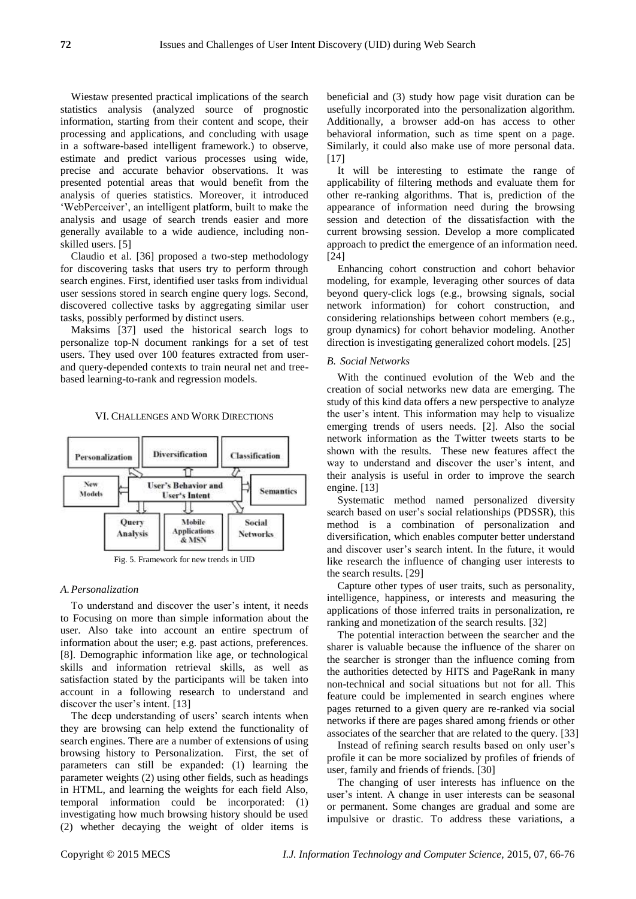Wiestaw presented practical implications of the search statistics analysis (analyzed source of prognostic information, starting from their content and scope, their processing and applications, and concluding with usage in a software-based intelligent framework.) to observe, estimate and predict various processes using wide, precise and accurate behavior observations. It was presented potential areas that would benefit from the analysis of queries statistics. Moreover, it introduced 'WebPerceiver', an intelligent platform, built to make the analysis and usage of search trends easier and more generally available to a wide audience, including non-skilled users. [5]

Claudio et al. [36] proposed a two-step methodology for discovering tasks that users try to perform through search engines. First, identified user tasks from individual user sessions stored in search engine query logs. Second, discovered collective tasks by aggregating similar user tasks, possibly performed by distinct users.

Maksims [37] used the historical search logs to personalize top-N document rankings for a set of test users. They used over 100 features extracted from user- and query-depended contexts to train neural net and tree-based learning-to-rank and regression models.

## VI. Challenges and Work Directions

Fig. 5. Framework for new trends in UID

### *A. Personalization*

To understand and discover the user's intent, it needs to Focusing on more than simple information about the user. Also take into account an entire spectrum of information about the user; e.g. past actions, preferences. [8]. Demographic information like age, or technological skills and information retrieval skills, as well as satisfaction stated by the participants will be taken into account in a following research to understand and discover the user's intent. [13]

The deep understanding of users' search intents when they are browsing can help extend the functionality of search engines. There are a number of extensions of using browsing history to Personalization. First, the set of parameters can still be expanded: (1) learning the parameter weights (2) using other fields, such as headings in HTML, and learning the weights for each field Also, temporal information could be incorporated: (1) investigating how much browsing history should be used (2) whether decaying the weight of older items is beneficial and (3) study how page visit duration can be usefully incorporated into the personalization algorithm. Additionally, a browser add-on has access to other behavioral information, such as time spent on a page. Similarly, it could also make use of more personal data. [17]

It will be interesting to estimate the range of applicability of filtering methods and evaluate them for other re-ranking algorithms. That is, prediction of the appearance of information need during the browsing session and detection of the dissatisfaction with the current browsing session. Develop a more complicated approach to predict the emergence of an information need. [24]

Enhancing cohort construction and cohort behavior modeling, for example, leveraging other sources of data beyond query-click logs (e.g., browsing signals, social network information) for cohort construction, and considering relationships between cohort members (e.g., group dynamics) for cohort behavior modeling. Another direction is investigating generalized cohort models. [25]

### *B. Social Networks*

With the continued evolution of the Web and the creation of social networks new data are emerging. The study of this kind data offers a new perspective to analyze the user's intent. This information may help to visualize emerging trends of users needs. [2]. Also the social network information as the Twitter tweets starts to be shown with the results. These new features affect the way to understand and discover the user's intent, and their analysis is useful in order to improve the search engine. [13]

Systematic method named personalized diversity search based on user's social relationships (PDSSR), this method is a combination of personalization and diversification, which enables computer better understand and discover user's search intent. In the future, it would like research the influence of changing user interests to the search results. [29]

Capture other types of user traits, such as personality, intelligence, happiness, or interests and measuring the applications of those inferred traits in personalization, re ranking and monetization of the search results. [32]

The potential interaction between the searcher and the sharer is valuable because the influence of the sharer on the searcher is stronger than the influence coming from the authorities detected by HITS and PageRank in many non-technical and social situations but not for all. This feature could be implemented in search engines where pages returned to a given query are re-ranked via social networks if there are pages shared among friends or other associates of the searcher that are related to the query. [33]

Instead of refining search results based on only user's profile it can be more socialized by profiles of friends of user, family and friends of friends. [30]

The changing of user interests has influence on the user's intent. A change in user interests can be seasonal or permanent. Some changes are gradual and some are impulsive or drastic. To address these variations, a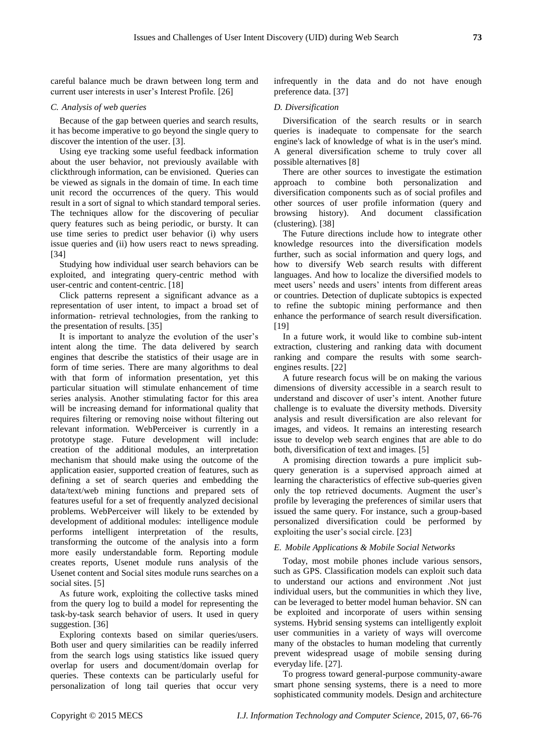careful balance much be drawn between long term and current user interests in user's Interest Profile. [26]

### *C. Analysis of web queries*

Because of the gap between queries and search results, it has become imperative to go beyond the single query to discover the intention of the user. [3].

Using eye tracking some useful feedback information about the user behavior, not previously available with clickthrough information, can be envisioned. Queries can be viewed as signals in the domain of time. In each time unit record the occurrences of the query. This would result in a sort of signal to which standard temporal series. The techniques allow for the discovering of peculiar query features such as being periodic, or bursty. It can use time series to predict user behavior (i) why users issue queries and (ii) how users react to news spreading. [34]

Studying how individual user search behaviors can be exploited, and integrating query-centric method with user-centric and content-centric. [18]

Click patterns represent a significant advance as a representation of user intent, to impact a broad set of information- retrieval technologies, from the ranking to the presentation of results. [35]

It is important to analyze the evolution of the user's intent along the time. The data delivered by search engines that describe the statistics of their usage are in form of time series. There are many algorithms to deal with that form of information presentation, yet this particular situation will stimulate enhancement of time series analysis. Another stimulating factor for this area will be increasing demand for informational quality that requires filtering or removing noise without filtering out relevant information. WebPerceiver is currently in a prototype stage. Future development will include: creation of the additional modules, an interpretation mechanism that should make using the outcome of the application easier, supported creation of features, such as defining a set of search queries and embedding the data/text/web mining functions and prepared sets of features useful for a set of frequently analyzed decisional problems. WebPerceiver will likely to be extended by development of additional modules: intelligence module performs intelligent interpretation of the results, transforming the outcome of the analysis into a form more easily understandable form. Reporting module creates reports, Usenet module runs analysis of the Usenet content and Social sites module runs searches on a social sites. [5]

As future work, exploiting the collective tasks mined from the query log to build a model for representing the task-by-task search behavior of users. It used in query suggestion. [36]

Exploring contexts based on similar queries/users. Both user and query similarities can be readily inferred from the search logs using statistics like issued query overlap for users and document/domain overlap for queries. These contexts can be particularly useful for personalization of long tail queries that occur very infrequently in the data and do not have enough preference data. [37]

### *D. Diversification*

Diversification of the search results or in search queries is inadequate to compensate for the search engine's lack of knowledge of what is in the user's mind. A general diversification scheme to truly cover all possible alternatives [8]

There are other sources to investigate the estimation approach to combine both personalization and diversification components such as of social profiles and other sources of user profile information (query and browsing history). And document classification (clustering). [38]

The Future directions include how to integrate other knowledge resources into the diversification models further, such as social information and query logs, and how to diversify Web search results with different languages. And how to localize the diversified models to meet users' needs and users' intents from different areas or countries. Detection of duplicate subtopics is expected to refine the subtopic mining performance and then enhance the performance of search result diversification. [19]

In a future work, it would like to combine sub-intent extraction, clustering and ranking data with document ranking and compare the results with some search-engines results. [22]

A future research focus will be on making the various dimensions of diversity accessible in a search result to understand and discover of user's intent. Another future challenge is to evaluate the diversity methods. Diversity analysis and result diversification are also relevant for images, and videos. It remains an interesting research issue to develop web search engines that are able to do both, diversification of text and images. [5]

A promising direction towards a pure implicit sub-query generation is a supervised approach aimed at learning the characteristics of effective sub-queries given only the top retrieved documents. Augment the user's profile by leveraging the preferences of similar users that issued the same query. For instance, such a group-based personalized diversification could be performed by exploiting the user's social circle. [23]

### *E. Mobile Applications & Mobile Social Networks*

Today, most mobile phones include various sensors, such as GPS. Classification models can exploit such data to understand our actions and environment .Not just individual users, but the communities in which they live, can be leveraged to better model human behavior. SN can be exploited and incorporate of users within sensing systems. Hybrid sensing systems can intelligently exploit user communities in a variety of ways will overcome many of the obstacles to human modeling that currently prevent widespread usage of mobile sensing during everyday life. [27].

To progress toward general-purpose community-aware smart phone sensing systems, there is a need to more sophisticated community models. Design and architecture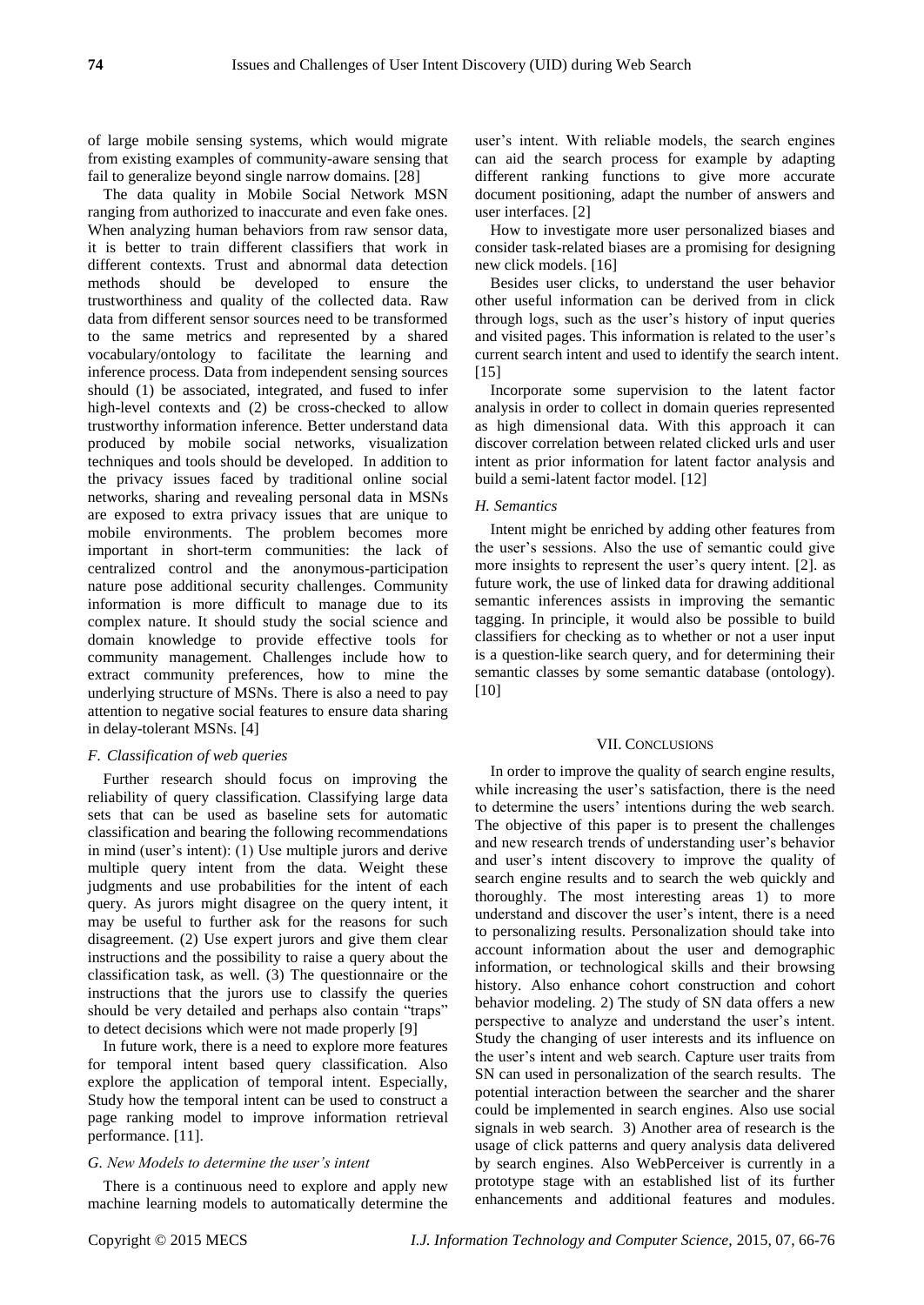of large mobile sensing systems, which would migrate from existing examples of community-aware sensing that fail to generalize beyond single narrow domains. [28]

The data quality in Mobile Social Network MSN ranging from authorized to inaccurate and even fake ones. When analyzing human behaviors from raw sensor data, it is better to train different classifiers that work in different contexts. Trust and abnormal data detection methods should be developed to ensure the trustworthiness and quality of the collected data. Raw data from different sensor sources need to be transformed to the same metrics and represented by a shared vocabulary/ontology to facilitate the learning and inference process. Data from independent sensing sources should (1) be associated, integrated, and fused to infer high-level contexts and (2) be cross-checked to allow trustworthy information inference. Better understand data produced by mobile social networks, visualization techniques and tools should be developed. In addition to the privacy issues faced by traditional online social networks, sharing and revealing personal data in MSNs are exposed to extra privacy issues that are unique to mobile environments. The problem becomes more important in short-term communities: the lack of centralized control and the anonymous-participation nature pose additional security challenges. Community information is more difficult to manage due to its complex nature. It should study the social science and domain knowledge to provide effective tools for community management. Challenges include how to extract community preferences, how to mine the underlying structure of MSNs. There is also a need to pay attention to negative social features to ensure data sharing in delay-tolerant MSNs. [4]

### *F. Classification of web queries*

Further research should focus on improving the reliability of query classification. Classifying large data sets that can be used as baseline sets for automatic classification and bearing the following recommendations in mind (user's intent): (1) Use multiple jurors and derive multiple query intent from the data. Weight these judgments and use probabilities for the intent of each query. As jurors might disagree on the query intent, it may be useful to further ask for the reasons for such disagreement. (2) Use expert jurors and give them clear instructions and the possibility to raise a query about the classification task, as well. (3) The questionnaire or the instructions that the jurors use to classify the queries should be very detailed and perhaps also contain "traps" to detect decisions which were not made properly [9]

In future work, there is a need to explore more features for temporal intent based query classification. Also explore the application of temporal intent. Especially, Study how the temporal intent can be used to construct a page ranking model to improve information retrieval performance. [11].

### *G. New Models to determine the user's intent*

There is a continuous need to explore and apply new machine learning models to automatically determine the user's intent. With reliable models, the search engines can aid the search process for example by adapting different ranking functions to give more accurate document positioning, adapt the number of answers and user interfaces. [2]

How to investigate more user personalized biases and consider task-related biases are a promising for designing new click models. [16]

Besides user clicks, to understand the user behavior other useful information can be derived from in click through logs, such as the user's history of input queries and visited pages. This information is related to the user's current search intent and used to identify the search intent. [15]

Incorporate some supervision to the latent factor analysis in order to collect in domain queries represented as high dimensional data. With this approach it can discover correlation between related clicked urls and user intent as prior information for latent factor analysis and build a semi-latent factor model. [12]

### *H. Semantics*

Intent might be enriched by adding other features from the user's sessions. Also the use of semantic could give more insights to represent the user's query intent. [2]. as future work, the use of linked data for drawing additional semantic inferences assists in improving the semantic tagging. In principle, it would also be possible to build classifiers for checking as to whether or not a user input is a question-like search query, and for determining their semantic classes by some semantic database (ontology). [10]

## VII. Conclusions

In order to improve the quality of search engine results, while increasing the user's satisfaction, there is the need to determine the users' intentions during the web search. The objective of this paper is to present the challenges and new research trends of understanding user's behavior and user's intent discovery to improve the quality of search engine results and to search the web quickly and thoroughly. The most interesting areas 1) to more understand and discover the user's intent, there is a need to personalizing results. Personalization should take into account information about the user and demographic information, or technological skills and their browsing history. Also enhance cohort construction and cohort behavior modeling. 2) The study of SN data offers a new perspective to analyze and understand the user's intent. Study the changing of user interests and its influence on the user's intent and web search. Capture user traits from SN can used in personalization of the search results. The potential interaction between the searcher and the sharer could be implemented in search engines. Also use social signals in web search. 3) Another area of research is the usage of click patterns and query analysis data delivered by search engines. Also WebPerceiver is currently in a prototype stage with an established list of its further enhancements and additional features and modules.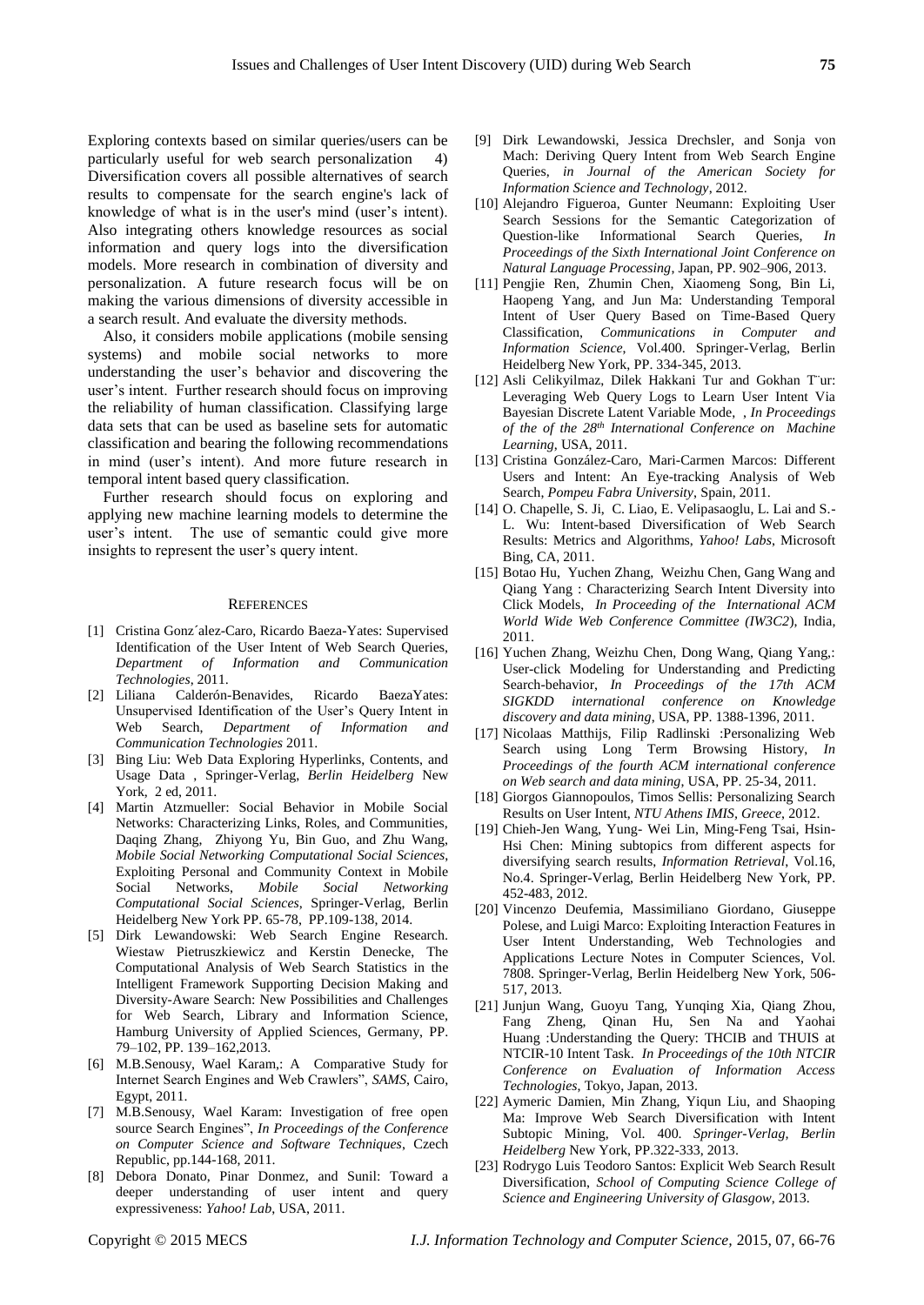Exploring contexts based on similar queries/users can be particularly useful for web search personalization 4) Diversification covers all possible alternatives of search results to compensate for the search engine's lack of knowledge of what is in the user's mind (user's intent). Also integrating others knowledge resources as social information and query logs into the diversification models. More research in combination of diversity and personalization. A future research focus will be on making the various dimensions of diversity accessible in a search result. And evaluate the diversity methods.

Also, it considers mobile applications (mobile sensing systems) and mobile social networks to more understanding the user's behavior and discovering the user's intent. Further research should focus on improving the reliability of human classification. Classifying large data sets that can be used as baseline sets for automatic classification and bearing the following recommendations in mind (user's intent). And more future research in temporal intent based query classification.

Further research should focus on exploring and applying new machine learning models to determine the user's intent. The use of semantic could give more insights to represent the user's query intent.

## References

[1] Cristina Gonz´alez-Caro, Ricardo Baeza-Yates: Supervised Identification of the User Intent of Web Search Queries, *Department of Information and Communication Technologies*, 2011.

[2] Liliana Calderón-Benavides, Ricardo BaezaYates: Unsupervised Identification of the User's Query Intent in Web Search, *Department of Information and Communication Technologies* 2011.

[3] Bing Liu: Web Data Exploring Hyperlinks, Contents, and Usage Data , Springer-Verlag, *Berlin Heidelberg* New York, 2 ed, 2011.

[4] Martin Atzmueller: Social Behavior in Mobile Social Networks: Characterizing Links, Roles, and Communities, Daqing Zhang, Zhiyong Yu, Bin Guo, and Zhu Wang, *Mobile Social Networking Computational Social Sciences*, Exploiting Personal and Community Context in Mobile Social Networks, *Mobile Social Networking Computational Social Sciences*, Springer-Verlag, Berlin Heidelberg New York PP. 65-78, PP.109-138, 2014.

[5] Dirk Lewandowski: Web Search Engine Research. Wiestaw Pietruszkiewicz and Kerstin Denecke, The Computational Analysis of Web Search Statistics in the Intelligent Framework Supporting Decision Making and Diversity-Aware Search: New Possibilities and Challenges for Web Search, Library and Information Science, Hamburg University of Applied Sciences, Germany, PP. 79–102, PP. 139–162,2013.

[6] M.B.Senousy, Wael Karam,: A Comparative Study for Internet Search Engines and Web Crawlers", *SAMS*, Cairo, Egypt, 2011.

[7] M.B.Senousy, Wael Karam: Investigation of free open source Search Engines", *In Proceedings of the Conference on Computer Science and Software Techniques*, Czech Republic, pp.144-168, 2011.

[8] Debora Donato, Pinar Donmez, and Sunil: Toward a deeper understanding of user intent and query expressiveness: *Yahoo! Lab*, USA, 2011.

[9] Dirk Lewandowski, Jessica Drechsler, and Sonja von Mach: Deriving Query Intent from Web Search Engine Queries, *in Journal of the American Society for Information Science and Technology*, 2012.

[10] Alejandro Figueroa, Gunter Neumann: Exploiting User Search Sessions for the Semantic Categorization of Question-like Informational Search Queries, *In Proceedings of the Sixth International Joint Conference on Natural Language Processing*, Japan, PP. 902–906, 2013.

[11] Pengjie Ren, Zhumin Chen, Xiaomeng Song, Bin Li, Haopeng Yang, and Jun Ma: Understanding Temporal Intent of User Query Based on Time-Based Query Classification, *Communications in Computer and Information Science*, Vol.400. Springer-Verlag, Berlin Heidelberg New York, PP. 334-345, 2013.

[12] Asli Celikyilmaz, Dilek Hakkani Tur and Gokhan T¨ur: Leveraging Web Query Logs to Learn User Intent Via Bayesian Discrete Latent Variable Mode, , *In Proceedings of the of the 28th International Conference on Machine Learning*, USA, 2011.

[13] Cristina González-Caro, Mari-Carmen Marcos: Different Users and Intent: An Eye-tracking Analysis of Web Search, *Pompeu Fabra University*, Spain, 2011.

[14] O. Chapelle, S. Ji, C. Liao, E. Velipasaoglu, L. Lai and S.-L. Wu: Intent-based Diversification of Web Search Results: Metrics and Algorithms, *Yahoo! Labs*, Microsoft Bing, CA, 2011.

[15] Botao Hu, Yuchen Zhang, Weizhu Chen, Gang Wang and Qiang Yang : Characterizing Search Intent Diversity into Click Models, *In Proceeding of the International ACM World Wide Web Conference Committee (IW3C2*), India, 2011.

[16] Yuchen Zhang, Weizhu Chen, Dong Wang, Qiang Yang,: User-click Modeling for Understanding and Predicting Search-behavior, *In Proceedings of the 17th ACM SIGKDD international conference on Knowledge discovery and data mining*, USA, PP. 1388-1396, 2011.

[17] Nicolaas Matthijs, Filip Radlinski :Personalizing Web Search using Long Term Browsing History, *In Proceedings of the fourth ACM international conference on Web search and data mining*, USA, PP. 25-34, 2011.

[18] Giorgos Giannopoulos, Timos Sellis: Personalizing Search Results on User Intent, *NTU Athens IMIS, Greece*, 2012.

[19] Chieh-Jen Wang, Yung- Wei Lin, Ming-Feng Tsai, Hsin-Hsi Chen: Mining subtopics from different aspects for diversifying search results, *Information Retrieval*, Vol.16, No.4. Springer-Verlag, Berlin Heidelberg New York, PP. 452-483, 2012.

[20] Vincenzo Deufemia, Massimiliano Giordano, Giuseppe Polese, and Luigi Marco: Exploiting Interaction Features in User Intent Understanding, Web Technologies and Applications Lecture Notes in Computer Sciences, Vol. 7808. Springer-Verlag, Berlin Heidelberg New York, 506-517, 2013.

[21] Junjun Wang, Guoyu Tang, Yunqing Xia, Qiang Zhou, Fang Zheng, Qinan Hu, Sen Na and Yaohai Huang :Understanding the Query: THCIB and THUIS at NTCIR-10 Intent Task. *In Proceedings of the 10th NTCIR Conference on Evaluation of Information Access Technologies*, Tokyo, Japan, 2013.

[22] Aymeric Damien, Min Zhang, Yiqun Liu, and Shaoping Ma: Improve Web Search Diversification with Intent Subtopic Mining, Vol. 400. *Springer-Verlag, Berlin Heidelberg* New York, PP.322-333, 2013.

[23] Rodrygo Luis Teodoro Santos: Explicit Web Search Result Diversification, *School of Computing Science College of Science and Engineering University of Glasgow*, 2013.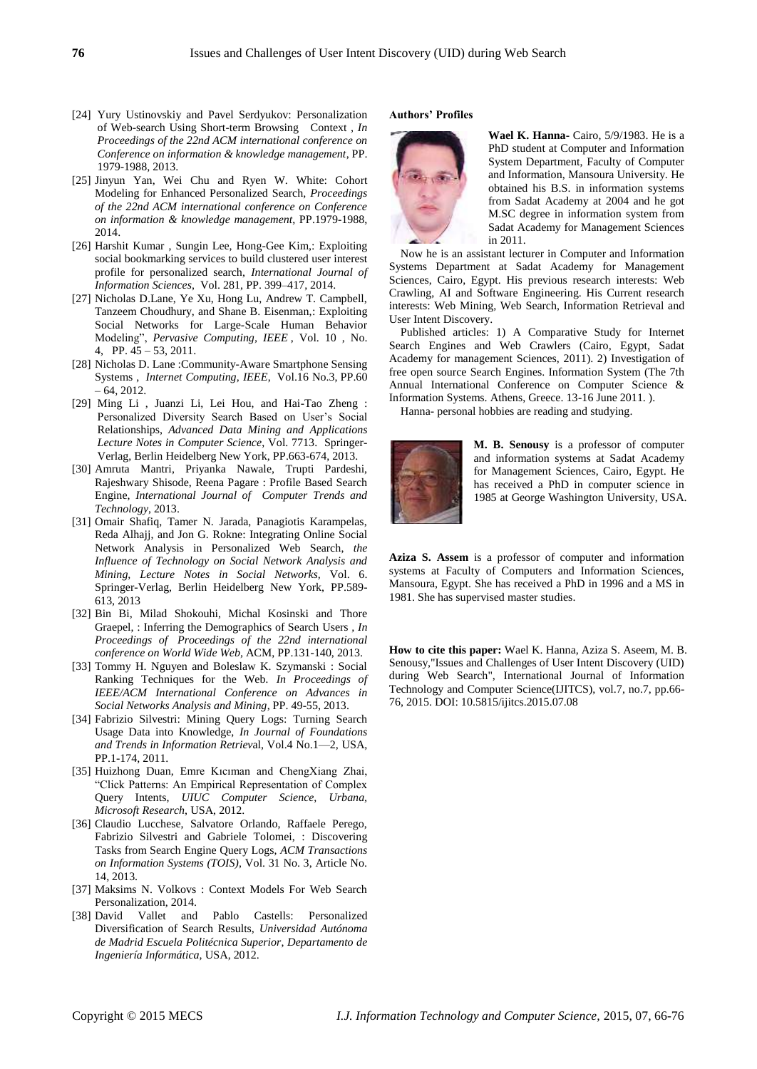[24] Yury Ustinovskiy and Pavel Serdyukov: Personalization of Web-search Using Short-term Browsing Context , *In Proceedings of the 22nd ACM international conference on Conference on information & knowledge management*, PP. 1979-1988, 2013.

[25] Jinyun Yan, Wei Chu and Ryen W. White: Cohort Modeling for Enhanced Personalized Search, *Proceedings of the 22nd ACM international conference on Conference on information & knowledge management*, PP.1979-1988, 2014.

[26] Harshit Kumar , Sungin Lee, Hong-Gee Kim,: Exploiting social bookmarking services to build clustered user interest profile for personalized search, *International Journal of Information Sciences*, Vol. 281, PP. 399–417, 2014.

[27] Nicholas D.Lane, Ye Xu, Hong Lu, Andrew T. Campbell, Tanzeem Choudhury, and Shane B. Eisenman,: Exploiting Social Networks for Large-Scale Human Behavior Modeling", *Pervasive Computing, IEEE* , Vol. 10 , No. 4, PP. 45 – 53, 2011.

[28] Nicholas D. Lane :Community-Aware Smartphone Sensing Systems , *Internet Computing, IEEE,* Vol.16 No.3, PP.60 – 64, 2012.

[29] Ming Li , Juanzi Li, Lei Hou, and Hai-Tao Zheng : Personalized Diversity Search Based on User's Social Relationships, *Advanced Data Mining and Applications Lecture Notes in Computer Science*, Vol. 7713. Springer-Verlag, Berlin Heidelberg New York, PP.663-674, 2013.

[30] Amruta Mantri, Priyanka Nawale, Trupti Pardeshi, Rajeshwary Shisode, Reena Pagare : Profile Based Search Engine, *International Journal of Computer Trends and Technology*, 2013.

[31] Omair Shafiq, Tamer N. Jarada, Panagiotis Karampelas, Reda Alhajj, and Jon G. Rokne: Integrating Online Social Network Analysis in Personalized Web Search, *the Influence of Technology on Social Network Analysis and Mining, Lecture Notes in Social Networks*, Vol. 6. Springer-Verlag, Berlin Heidelberg New York, PP.589-613, 2013

[32] Bin Bi, Milad Shokouhi, Michal Kosinski and Thore Graepel, : Inferring the Demographics of Search Users , *In Proceedings of Proceedings of the 22nd international conference on World Wide Web*, ACM, PP.131-140, 2013.

[33] Tommy H. Nguyen and Boleslaw K. Szymanski : Social Ranking Techniques for the Web. *In Proceedings of IEEE/ACM International Conference on Advances in Social Networks Analysis and Mining*, PP. 49-55, 2013.

[34] Fabrizio Silvestri: Mining Query Logs: Turning Search Usage Data into Knowledge, *In Journal of Foundations and Trends in Information Retrieva*l, Vol.4 No.1—2, USA, PP.1-174, 2011.

[35] Huizhong Duan, Emre Kıcıman and ChengXiang Zhai, "Click Patterns: An Empirical Representation of Complex Query Intents, *UIUC Computer Science, Urbana, Microsoft Research*, USA, 2012.

[36] Claudio Lucchese, Salvatore Orlando, Raffaele Perego, Fabrizio Silvestri and Gabriele Tolomei, : Discovering Tasks from Search Engine Query Logs, *ACM Transactions on Information Systems (TOIS)*, Vol. 31 No. 3, Article No. 14, 2013.

[37] Maksims N. Volkovs : Context Models For Web Search Personalization, 2014.

[38] David Vallet and Pablo Castells: Personalized Diversification of Search Results, *Universidad Autónoma de Madrid Escuela Politécnica Superior, Departamento de Ingeniería Informática*, USA, 2012.

**Authors' Profiles**

**Wael K. Hanna-** Cairo, 5/9/1983. He is a PhD student at Computer and Information System Department, Faculty of Computer and Information, Mansoura University. He obtained his B.S. in information systems from Sadat Academy at 2004 and he got M.SC degree in information system from Sadat Academy for Management Sciences in 2011.

Now he is an assistant lecturer in Computer and Information Systems Department at Sadat Academy for Management Sciences, Cairo, Egypt. His previous research interests: Web Crawling, AI and Software Engineering. His Current research interests: Web Mining, Web Search, Information Retrieval and User Intent Discovery.

Published articles: 1) A Comparative Study for Internet Search Engines and Web Crawlers (Cairo, Egypt, Sadat Academy for management Sciences, 2011). 2) Investigation of free open source Search Engines. Information System (The 7th Annual International Conference on Computer Science & Information Systems. Athens, Greece. 13-16 June 2011. ).

Hanna- personal hobbies are reading and studying.

**M. B. Senousy** is a professor of computer and information systems at Sadat Academy for Management Sciences, Cairo, Egypt. He has received a PhD in computer science in 1985 at George Washington University, USA.

**Aziza S. Assem** is a professor of computer and information systems at Faculty of Computers and Information Sciences, Mansoura, Egypt. She has received a PhD in 1996 and a MS in 1981. She has supervised master studies.

**How to cite this paper:** Wael K. Hanna, Aziza S. Aseem, M. B. Senousy,"Issues and Challenges of User Intent Discovery (UID) during Web Search", International Journal of Information Technology and Computer Science(IJITCS), vol.7, no.7, pp.66-76, 2015. DOI: 10.5815/ijitcs.2015.07.08